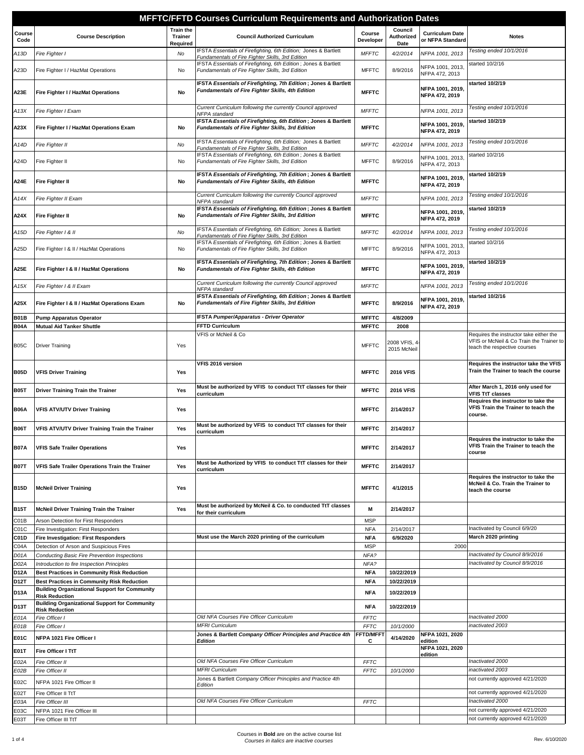# MFFTC/FFTD Courses Curriculum Requirements and Authorization Dates

| Course Code | Course Description | Train the Trainer Required | Council Authorized Curriculum | Course Developer | Council Authorized Date | Curriculum Date or NFPA Standard | Notes |
|---|---|---|---|---|---|---|---|
| *A13D* | *Fire Fighter I* | *No* | *IFSTA Essentials of Firefighting, 6th Edition; Jones & Bartlett Fundamentals of Fire Fighter Skills, 3rd Edition* | *MFFTC* | *4/2/2014* | *NFPA 1001, 2013* | *Testing ended 10/1/2016* |
| A23D | Fire Fighter I / HazMat Operations | No | IFSTA Essentials of Firefighting, 6th Edition ; Jones & Bartlett Fundamentals of Fire Fighter Skills, 3rd Edition | MFFTC | 8/9/2016 | NFPA 1001, 2013, NFPA 472, 2013 | started 10/2/16 |
| **A23E** | **Fire Fighter I / HazMat Operations** | **No** | **IFSTA Essentials of Firefighting, 7th Edition ; Jones & Bartlett Fundamentals of Fire Fighter Skills, 4th Edition** | **MFFTC** | | **NFPA 1001, 2019, NFPA 472, 2019** | **started 10/2/19** |
| *A13X* | *Fire Fighter I Exam* | | *Current Curriculum following the currently Council approved NFPA standard* | *MFFTC* | | *NFPA 1001, 2013* | *Testing ended 10/1/2016* |
| **A23X** | **Fire Fighter I / HazMat Operations Exam** | **No** | **IFSTA Essentials of Firefighting, 6th Edition ; Jones & Bartlett Fundamentals of Fire Fighter Skills, 3rd Edition** | **MFFTC** | | **NFPA 1001, 2019, NFPA 472, 2019** | **started 10/2/19** |
| *A14D* | *Fire Fighter II* | *No* | *IFSTA Essentials of Firefighting, 6th Edition; Jones & Bartlett Fundamentals of Fire Fighter Skills, 3rd Edition* | *MFFTC* | *4/2/2014* | *NFPA 1001, 2013* | *Testing ended 10/1/2016* |
| A24D | Fire Fighter II | No | IFSTA Essentials of Firefighting, 6th Edition ; Jones & Bartlett Fundamentals of Fire Fighter Skills, 3rd Edition | MFFTC | 8/9/2016 | NFPA 1001, 2013, NFPA 472, 2013 | started 10/2/16 |
| **A24E** | **Fire Fighter II** | **No** | **IFSTA Essentials of Firefighting, 7th Edition ; Jones & Bartlett Fundamentals of Fire Fighter Skills, 4th Edition** | **MFFTC** | | **NFPA 1001, 2019, NFPA 472, 2019** | **started 10/2/19** |
| *A14X* | *Fire Fighter II Exam* | | *Current Curriculum following the currently Council approved NFPA standard* | *MFFTC* | | *NFPA 1001, 2013* | *Testing ended 10/1/2016* |
| **A24X** | **Fire Fighter II** | **No** | **IFSTA Essentials of Firefighting, 6th Edition ; Jones & Bartlett Fundamentals of Fire Fighter Skills, 3rd Edition** | **MFFTC** | | **NFPA 1001, 2019, NFPA 472, 2019** | **started 10/2/19** |
| *A15D* | *Fire Fighter I & II* | *No* | *IFSTA Essentials of Firefighting, 6th Edition; Jones & Bartlett Fundamentals of Fire Fighter Skills, 3rd Edition* | *MFFTC* | *4/2/2014* | *NFPA 1001, 2013* | *Testing ended 10/1/2016* |
| A25D | Fire Fighter I & II / HazMat Operations | No | IFSTA Essentials of Firefighting, 6th Edition ; Jones & Bartlett Fundamentals of Fire Fighter Skills, 3rd Edition | MFFTC | 8/9/2016 | NFPA 1001, 2013, NFPA 472, 2013 | started 10/2/16 |
| **A25E** | **Fire Fighter I & II / HazMat Operations** | **No** | **IFSTA Essentials of Firefighting, 7th Edition ; Jones & Bartlett Fundamentals of Fire Fighter Skills, 4th Edition** | **MFFTC** | | **NFPA 1001, 2019, NFPA 472, 2019** | **started 10/2/19** |
| *A15X* | *Fire Fighter I & II Exam* | | *Current Curriculum following the currently Council approved NFPA standard* | *MFFTC* | | *NFPA 1001, 2013* | *Testing ended 10/1/2016* |
| **A25X** | **Fire Fighter I & II / HazMat Operations Exam** | **No** | **IFSTA Essentials of Firefighting, 6th Edition ; Jones & Bartlett Fundamentals of Fire Fighter Skills, 3rd Edition** | **MFFTC** | **8/9/2016** | **NFPA 1001, 2019, NFPA 472, 2019** | **started 10/2/16** |
| **B01B** | **Pump Apparatus Operator** | | **IFSTA Pumper/Apparatus - Driver Operator** | **MFFTC** | **4/8/2009** | | |
| **B04A** | **Mutual Aid Tanker Shuttle** | | **FFTD Curriculum** | **MFFTC** | **2008** | | |
| B05C | Driver Training | Yes | VFIS or McNeil & Co | MFFTC | 2008 VFIS, 4-2015 McNeil | | Requires the instructor take either the VFIS or McNeil & Co Train the Trainer to teach the respective courses |
| **B05D** | **VFIS Driver Training** | **Yes** | **VFIS 2016 version** | **MFFTC** | **2016 VFIS** | | **Requires the instructor take the VFIS Train the Trainer to teach the course** |
| **B05T** | **Driver Training Train the Trainer** | **Yes** | **Must be authorized by VFIS to conduct TtT classes for their curriculum** | **MFFTC** | **2016 VFIS** | | **After March 1, 2016 only used for VFIS TtT classes** |
| **B06A** | **VFIS ATV/UTV Driver Training** | **Yes** | | **MFFTC** | **2/14/2017** | | **Requires the instructor to take the VFIS Train the Trainer to teach the course.** |
| **B06T** | **VFIS ATV/UTV Driver Training Train the Trainer** | **Yes** | **Must be authorized by VFIS to conduct TtT classes for their curriculum** | **MFFTC** | **2/14/2017** | | |
| **B07A** | **VFIS Safe Trailer Operations** | **Yes** | | **MFFTC** | **2/14/2017** | | **Requires the instructor to take the VFIS Train the Trainer to teach the course** |
| **B07T** | **VFIS Safe Trailer Operations Train the Trainer** | **Yes** | **Must be Authorized by VFIS to conduct TtT classes for their curriculum** | **MFFTC** | **2/14/2017** | | |
| **B15D** | **McNeil Driver Training** | **Yes** | | **MFFTC** | **4/1/2015** | | **Requires the instructor to take the McNeil & Co. Train the Trainer to teach the course** |
| **B15T** | **McNeil Driver Training Train the Trainer** | **Yes** | **Must be authorized by McNeil & Co. to conducted TtT classes for their curriculum** | **M** | **2/14/2017** | | |
| C01B | Arson Detection for First Responders | | | MSP | | | |
| C01C | Fire Investigation: First Responders | | | NFA | 2/14/2017 | | Inactivated by Council 6/9/20 |
| **C01D** | **Fire Investigation: First Responders** | | **Must use the March 2020 printing of the curriculum** | **NFA** | **6/9/2020** | | **March 2020 printing** |
| C04A | Detection of Arson and Suspicious Fires | | | MSP | | 2000 | |
| *D01A* | *Conducting Basic Fire Prevention Inspections* | | | *NFA?* | | | *Inactivated by Council 8/9/2016* |
| *D02A* | *Introduction to fire Inspection Principles* | | | *NFA?* | | | *Inactivated by Council 8/9/2016* |
| **D12A** | **Best Practices in Community Risk Reduction** | | | **NFA** | **10/22/2019** | | |
| **D12T** | **Best Practices in Community Risk Reduction** | | | **NFA** | **10/22/2019** | | |
| **D13A** | **Building Organizational Support for Community Risk Reduction** | | | **NFA** | **10/22/2019** | | |
| **D13T** | **Building Organizational Support for Community Risk Reduction** | | | **NFA** | **10/22/2019** | | |
| *E01A* | *Fire Officer I* | | *Old NFA Courses Fire Officer Curriculum* | *FFTC* | | | *Inactivated 2000* |
| *E01B* | *Fire Officer I* | | *MFRI Curriculum* | *FFTC* | *10/1/2000* | | *inactivated 2003* |
| **E01C** | **NFPA 1021 Fire Officer I** | | **Jones & Bartlett Company Officer Principles and Practice 4th Edition** | **FFTD/MFFTC** | **4/14/2020** | **NFPA 1021, 2020 edition** | |
| **E01T** | **Fire Officer I TtT** | | | | | **NFPA 1021, 2020 edition** | |
| *E02A* | *Fire Officer II* | | *Old NFA Courses Fire Officer Curriculum* | *FFTC* | | | *Inactivated 2000* |
| *E02B* | *Fire Officer II* | | *MFRI Curriculum* | *FFTC* | *10/1/2000* | | *inactivated 2003* |
| E02C | NFPA 1021 Fire Officer II | | Jones & Bartlett Company Officer Principles and Practice 4th Edition | | | | not currently approved 4/21/2020 |
| E02T | Fire Officer II TtT | | | | | | not currently approved 4/21/2020 |
| *E03A* | *Fire Officer III* | | *Old NFA Courses Fire Officer Curriculum* | *FFTC* | | | *Inactivated 2000* |
| E03C | NFPA 1021 Fire Officer III | | | | | | not currently approved 4/21/2020 |
| E03T | Fire Officer III TtT | | | | | | not currently approved 4/21/2020 |

Courses in **Bold** are on the active course list
*Courses in italics are inactive courses*

Rev. 6/10/2020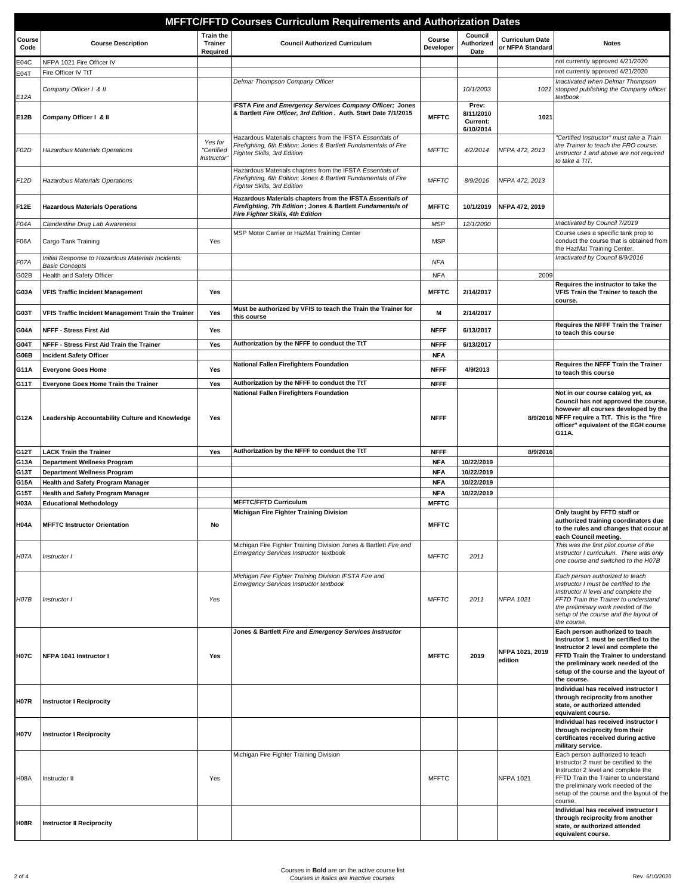# MFFTC/FFTD Courses Curriculum Requirements and Authorization Dates

| Course Code | Course Description | Train the Trainer Required | Council Authorized Curriculum | Course Developer | Council Authorized Date | Curriculum Date or NFPA Standard | Notes |
|---|---|---|---|---|---|---|---|
| E04C | NFPA 1021 Fire Officer IV | | | | | | not currently approved 4/21/2020 |
| E04T | Fire Officer IV TtT | | | | | | not currently approved 4/21/2020 |
| *E12A* | *Company Officer I & II* | | *Delmar Thompson Company Officer* | | *10/1/2003* | *1021* | *Inactivated when Delmar Thompson stopped publishing the Company officer textbook* |
| **E12B** | **Company Officer I & II** | | **IFSTA *Fire and Emergency Services Company Officer;* Jones & Bartlett *Fire Officer, 3rd Edition*. Auth. Start Date 7/1/2015** | **MFFTC** | **Prev: 8/11/2010 Current: 6/10/2014** | **1021** | |
| *F02D* | *Hazardous Materials Operations* | *Yes for "Certified Instructor"* | *Hazardous Materials chapters from the IFSTA Essentials of Firefighting, 6th Edition; Jones & Bartlett Fundamentals of Fire Fighter Skills, 3rd Edition* | *MFFTC* | *4/2/2014* | *NFPA 472, 2013* | *"Certified Instructor" must take a Train the Trainer to teach the FRO course. Instructor 1 and above are not required to take a TtT.* |
| *F12D* | *Hazardous Materials Operations* | | *Hazardous Materials chapters from the IFSTA Essentials of Firefighting, 6th Edition; Jones & Bartlett Fundamentals of Fire Fighter Skills, 3rd Edition* | *MFFTC* | *8/9/2016* | *NFPA 472, 2013* | |
| **F12E** | **Hazardous Materials Operations** | | **Hazardous Materials chapters from the IFSTA *Essentials of Firefighting, 7th Edition*; Jones & Bartlett *Fundamentals of Fire Fighter Skills, 4th Edition*** | **MFFTC** | **10/1/2019** | **NFPA 472, 2019** | |
| *F04A* | *Clandestine Drug Lab Awareness* | | | *MSP* | *12/1/2000* | | *Inactivated by Council 7/2019* |
| F06A | Cargo Tank Training | Yes | MSP Motor Carrier or HazMat Training Center | MSP | | | Course uses a specific tank prop to conduct the course that is obtained from the HazMat Training Center. |
| *F07A* | *Initial Response to Hazardous Materials Incidents: Basic Concepts* | | | *NFA* | | | *Inactivated by Council 8/9/2016* |
| G02B | Health and Safety Officer | | | NFA | | 2009 | |
| **G03A** | **VFIS Traffic Incident Management** | **Yes** | | **MFFTC** | **2/14/2017** | | **Requires the instructor to take the VFIS Train the Trainer to teach the course.** |
| **G03T** | **VFIS Traffic Incident Management Train the Trainer** | **Yes** | **Must be authorized by VFIS to teach the Train the Trainer for this course** | **M** | **2/14/2017** | | |
| **G04A** | **NFFF - Stress First Aid** | **Yes** | | **NFFF** | **6/13/2017** | | **Requires the NFFF Train the Trainer to teach this course** |
| **G04T** | **NFFF - Stress First Aid Train the Trainer** | **Yes** | **Authorization by the NFFF to conduct the TtT** | **NFFF** | **6/13/2017** | | |
| **G06B** | **Incident Safety Officer** | | | **NFA** | | | |
| **G11A** | **Everyone Goes Home** | **Yes** | **National Fallen Firefighters Foundation** | **NFFF** | **4/9/2013** | | **Requires the NFFF Train the Trainer to teach this course** |
| **G11T** | **Everyone Goes Home Train the Trainer** | **Yes** | **Authorization by the NFFF to conduct the TtT** | **NFFF** | | | |
| **G12A** | **Leadership Accountability Culture and Knowledge** | **Yes** | **National Fallen Firefighters Foundation** | **NFFF** | | **8/9/2016** | **Not in our course catalog yet, as Council has not approved the course, however all courses developed by the NFFF require a TtT. This is the "fire officer" equivalent of the EGH course G11A.** |
| **G12T** | **LACK Train the Trainer** | **Yes** | **Authorization by the NFFF to conduct the TtT** | **NFFF** | | **8/9/2016** | |
| **G13A** | **Department Wellness Program** | | | **NFA** | **10/22/2019** | | |
| **G13T** | **Department Wellness Program** | | | **NFA** | **10/22/2019** | | |
| **G15A** | **Health and Safety Program Manager** | | | **NFA** | **10/22/2019** | | |
| **G15T** | **Health and Safety Program Manager** | | | **NFA** | **10/22/2019** | | |
| **H03A** | **Educational Methodology** | | **MFFTC/FFTD Curriculum** | **MFFTC** | | | |
| **H04A** | **MFFTC Instructor Orientation** | **No** | **Michigan Fire Fighter Training Division** | **MFFTC** | | | **Only taught by FFTD staff or authorized training coordinators due to the rules and changes that occur at each Council meeting.** |
| *H07A* | *Instructor I* | | Michigan Fire Fighter Training Division Jones & Bartlett *Fire and Emergency Services Instructor* textbook | *MFFTC* | *2011* | | *This was the first pilot course of the Instructor I curriculum. There was only one course and switched to the H07B* |
| *H07B* | *Instructor I* | *Yes* | *Michigan Fire Fighter Training Division IFSTA Fire and Emergency Services Instructor textbook* | *MFFTC* | *2011* | *NFPA 1021* | *Each person authorized to teach Instructor I must be certified to the Instructor II level and complete the FFTD Train the Trainer to understand the preliminary work needed of the setup of the course and the layout of the course.* |
| **H07C** | **NFPA 1041 Instructor I** | **Yes** | **Jones & Bartlett *Fire and Emergency Services Instructor*** | **MFFTC** | **2019** | **NFPA 1021, 2019 edition** | **Each person authorized to teach Instructor 1 must be certified to the Instructor 2 level and complete the FFTD Train the Trainer to understand the preliminary work needed of the setup of the course and the layout of the course.** |
| **H07R** | **Instructor I Reciprocity** | | | | | | **Individual has received instructor I through reciprocity from another state, or authorized attended equivalent course.** |
| **H07V** | **Instructor I Reciprocity** | | | | | | **Individual has received instructor I through reciprocity from their certificates received during active military service.** |
| H08A | Instructor II | Yes | Michigan Fire Fighter Training Division | MFFTC | | NFPA 1021 | Each person authorized to teach Instructor 2 must be certified to the Instructor 2 level and complete the FFTD Train the Trainer to understand the preliminary work needed of the setup of the course and the layout of the course. |
| **H08R** | **Instructor II Reciprocity** | | | | | | **Individual has received instructor I through reciprocity from another state, or authorized attended equivalent course.** |

Courses in **Bold** are on the active course list
*Courses in italics are inactive courses*

Rev. 6/10/2020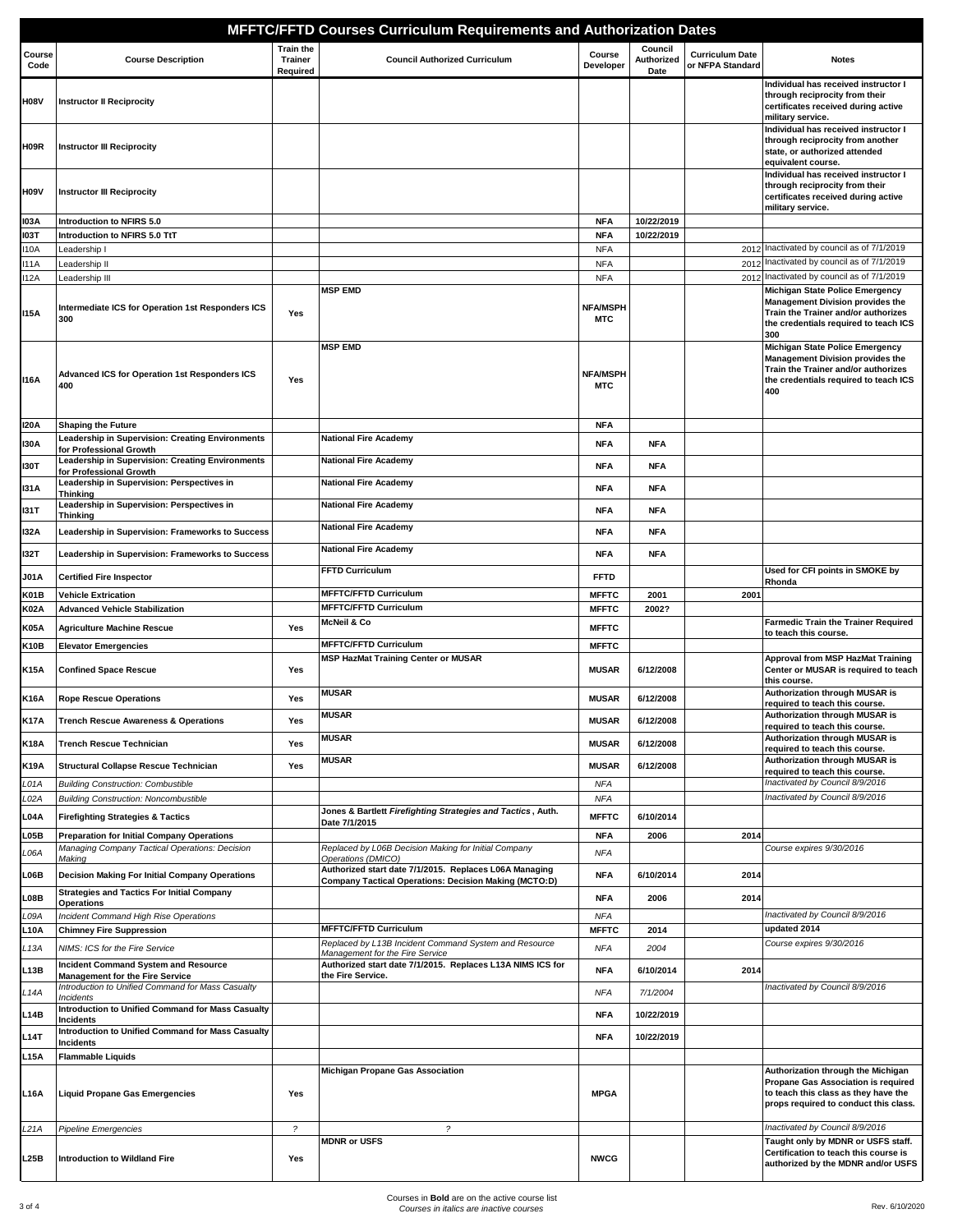# MFFTC/FFTD Courses Curriculum Requirements and Authorization Dates

| Course Code | Course Description | Train the Trainer Required | Council Authorized Curriculum | Course Developer | Council Authorized Date | Curriculum Date or NFPA Standard | Notes |
|---|---|---|---|---|---|---|---|
| **H08V** | **Instructor II Reciprocity** | | | | | | **Individual has received instructor I through reciprocity from their certificates received during active military service.** |
| **H09R** | **Instructor III Reciprocity** | | | | | | **Individual has received instructor I through reciprocity from another state, or authorized attended equivalent course.** |
| **H09V** | **Instructor III Reciprocity** | | | | | | **Individual has received instructor I through reciprocity from their certificates received during active military service.** |
| **I03A** | **Introduction to NFIRS 5.0** | | | **NFA** | **10/22/2019** | | |
| **I03T** | **Introduction to NFIRS 5.0 TtT** | | | **NFA** | **10/22/2019** | | |
| I10A | Leadership I | | | NFA | | 2012 | Inactivated by council as of 7/1/2019 |
| I11A | Leadership II | | | NFA | | 2012 | Inactivated by council as of 7/1/2019 |
| I12A | Leadership III | | | NFA | | 2012 | Inactivated by council as of 7/1/2019 |
| **I15A** | **Intermediate ICS for Operation 1st Responders ICS 300** | **Yes** | **MSP EMD** | **NFA/MSPH MTC** | | | **Michigan State Police Emergency Management Division provides the Train the Trainer and/or authorizes the credentials required to teach ICS 300** |
| **I16A** | **Advanced ICS for Operation 1st Responders ICS 400** | **Yes** | **MSP EMD** | **NFA/MSPH MTC** | | | **Michigan State Police Emergency Management Division provides the Train the Trainer and/or authorizes the credentials required to teach ICS 400** |
| **I20A** | **Shaping the Future** | | | **NFA** | | | |
| **I30A** | **Leadership in Supervision: Creating Environments for Professional Growth** | | **National Fire Academy** | **NFA** | **NFA** | | |
| **I30T** | **Leadership in Supervision: Creating Environments for Professional Growth** | | **National Fire Academy** | **NFA** | **NFA** | | |
| **I31A** | **Leadership in Supervision: Perspectives in Thinking** | | **National Fire Academy** | **NFA** | **NFA** | | |
| **I31T** | **Leadership in Supervision: Perspectives in Thinking** | | **National Fire Academy** | **NFA** | **NFA** | | |
| **I32A** | **Leadership in Supervision: Frameworks to Success** | | **National Fire Academy** | **NFA** | **NFA** | | |
| **I32T** | **Leadership in Supervision: Frameworks to Success** | | **National Fire Academy** | **NFA** | **NFA** | | |
| **J01A** | **Certified Fire Inspector** | | **FFTD Curriculum** | **FFTD** | | | **Used for CFI points in SMOKE by Rhonda** |
| **K01B** | **Vehicle Extrication** | | **MFFTC/FFTD Curriculum** | **MFFTC** | **2001** | **2001** | |
| **K02A** | **Advanced Vehicle Stabilization** | | **MFFTC/FFTD Curriculum** | **MFFTC** | **2002?** | | |
| **K05A** | **Agriculture Machine Rescue** | **Yes** | **McNeil & Co** | **MFFTC** | | | **Farmedic Train the Trainer Required to teach this course.** |
| **K10B** | **Elevator Emergencies** | | **MFFTC/FFTD Curriculum** | **MFFTC** | | | |
| **K15A** | **Confined Space Rescue** | **Yes** | **MSP HazMat Training Center or MUSAR** | **MUSAR** | **6/12/2008** | | **Approval from MSP HazMat Training Center or MUSAR is required to teach this course.** |
| **K16A** | **Rope Rescue Operations** | **Yes** | **MUSAR** | **MUSAR** | **6/12/2008** | | **Authorization through MUSAR is required to teach this course.** |
| **K17A** | **Trench Rescue Awareness & Operations** | **Yes** | **MUSAR** | **MUSAR** | **6/12/2008** | | **Authorization through MUSAR is required to teach this course.** |
| **K18A** | **Trench Rescue Technician** | **Yes** | **MUSAR** | **MUSAR** | **6/12/2008** | | **Authorization through MUSAR is required to teach this course.** |
| **K19A** | **Structural Collapse Rescue Technician** | **Yes** | **MUSAR** | **MUSAR** | **6/12/2008** | | **Authorization through MUSAR is required to teach this course.** |
| *L01A* | *Building Construction: Combustible* | | | *NFA* | | | *Inactivated by Council 8/9/2016* |
| *L02A* | *Building Construction: Noncombustible* | | | *NFA* | | | *Inactivated by Council 8/9/2016* |
| **L04A** | **Firefighting Strategies & Tactics** | | **Jones & Bartlett *Firefighting Strategies and Tactics*, Auth. Date 7/1/2015** | **MFFTC** | **6/10/2014** | | |
| **L05B** | **Preparation for Initial Company Operations** | | | **NFA** | **2006** | **2014** | |
| *L06A* | *Managing Company Tactical Operations: Decision Making* | | *Replaced by L06B Decision Making for Initial Company Operations (DMICO)* | *NFA* | | | *Course expires 9/30/2016* |
| **L06B** | **Decision Making For Initial Company Operations** | | **Authorized start date 7/1/2015. Replaces L06A Managing Company Tactical Operations: Decision Making (MCTO:D)** | **NFA** | **6/10/2014** | **2014** | |
| **L08B** | **Strategies and Tactics For Initial Company Operations** | | | **NFA** | **2006** | **2014** | |
| *L09A* | *Incident Command High Rise Operations* | | | *NFA* | | | *Inactivated by Council 8/9/2016* |
| **L10A** | **Chimney Fire Suppression** | | **MFFTC/FFTD Curriculum** | **MFFTC** | **2014** | | **updated 2014** |
| *L13A* | *NIMS: ICS for the Fire Service* | | *Replaced by L13B Incident Command System and Resource Management for the Fire Service* | *NFA* | *2004* | | *Course expires 9/30/2016* |
| **L13B** | **Incident Command System and Resource Management for the Fire Service** | | **Authorized start date 7/1/2015. Replaces L13A NIMS ICS for the Fire Service.** | **NFA** | **6/10/2014** | **2014** | |
| *L14A* | *Introduction to Unified Command for Mass Casualty Incidents* | | | *NFA* | *7/1/2004* | | *Inactivated by Council 8/9/2016* |
| **L14B** | **Introduction to Unified Command for Mass Casualty Incidents** | | | **NFA** | **10/22/2019** | | |
| **L14T** | **Introduction to Unified Command for Mass Casualty Incidents** | | | **NFA** | **10/22/2019** | | |
| **L15A** | **Flammable Liquids** | | | | | | |
| **L16A** | **Liquid Propane Gas Emergencies** | **Yes** | **Michigan Propane Gas Association** | **MPGA** | | | **Authorization through the Michigan Propane Gas Association is required to teach this class as they have the props required to conduct this class.** |
| *L21A* | *Pipeline Emergencies* | *?* | *?* | | | | *Inactivated by Council 8/9/2016* |
| **L25B** | **Introduction to Wildland Fire** | **Yes** | **MDNR or USFS** | **NWCG** | | | **Taught only by MDNR or USFS staff. Certification to teach this course is authorized by the MDNR and/or USFS** |

Courses in **Bold** are on the active course list
*Courses in italics are inactive courses*

Rev. 6/10/2020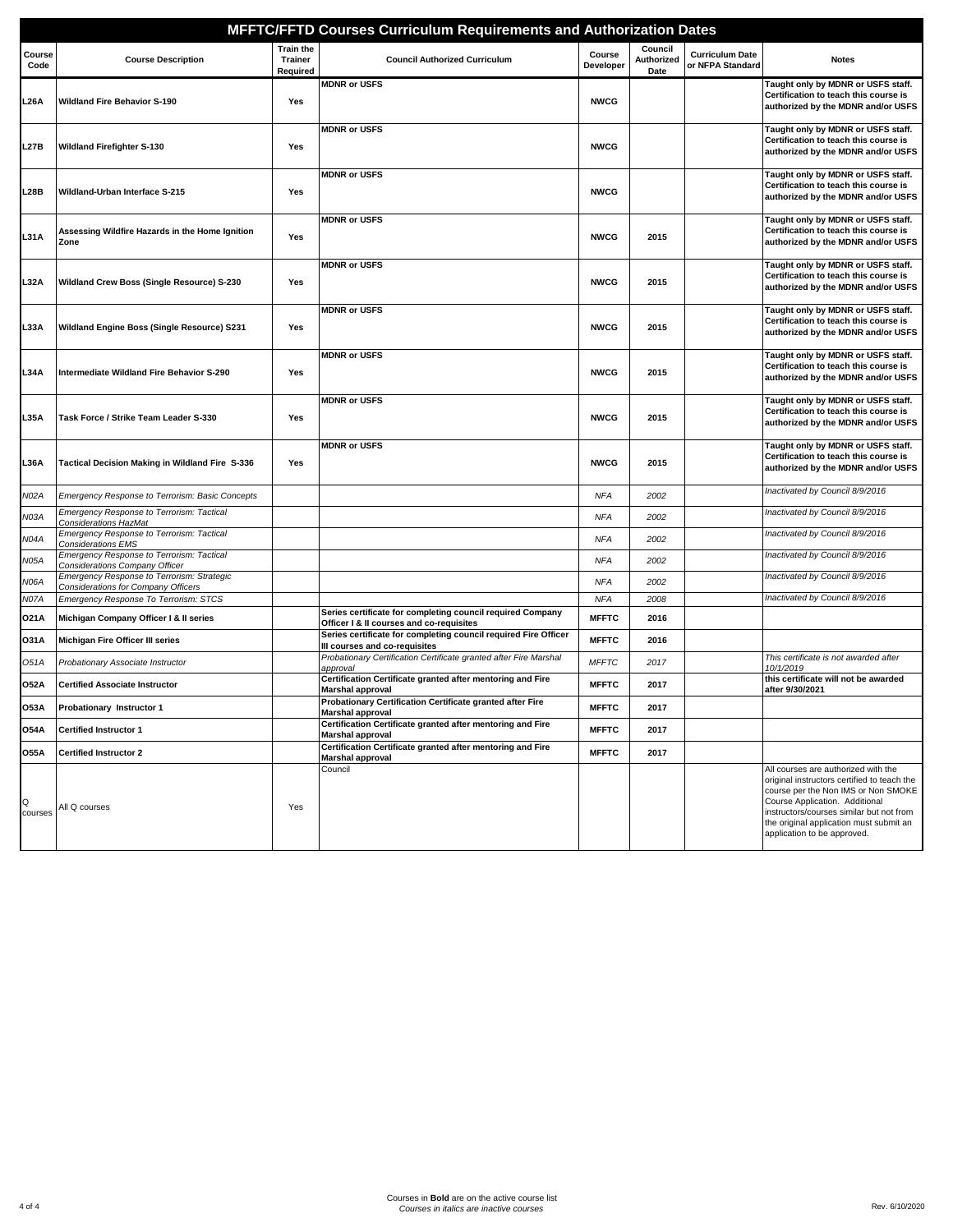# MFFTC/FFTD Courses Curriculum Requirements and Authorization Dates

| Course Code | Course Description | Train the Trainer Required | Council Authorized Curriculum | Course Developer | Council Authorized Date | Curriculum Date or NFPA Standard | Notes |
|---|---|---|---|---|---|---|---|
| **L26A** | **Wildland Fire Behavior S-190** | **Yes** | **MDNR or USFS** | **NWCG** | | | **Taught only by MDNR or USFS staff. Certification to teach this course is authorized by the MDNR and/or USFS** |
| **L27B** | **Wildland Firefighter S-130** | **Yes** | **MDNR or USFS** | **NWCG** | | | **Taught only by MDNR or USFS staff. Certification to teach this course is authorized by the MDNR and/or USFS** |
| **L28B** | **Wildland-Urban Interface S-215** | **Yes** | **MDNR or USFS** | **NWCG** | | | **Taught only by MDNR or USFS staff. Certification to teach this course is authorized by the MDNR and/or USFS** |
| **L31A** | **Assessing Wildfire Hazards in the Home Ignition Zone** | **Yes** | **MDNR or USFS** | **NWCG** | **2015** | | **Taught only by MDNR or USFS staff. Certification to teach this course is authorized by the MDNR and/or USFS** |
| **L32A** | **Wildland Crew Boss (Single Resource) S-230** | **Yes** | **MDNR or USFS** | **NWCG** | **2015** | | **Taught only by MDNR or USFS staff. Certification to teach this course is authorized by the MDNR and/or USFS** |
| **L33A** | **Wildland Engine Boss (Single Resource) S231** | **Yes** | **MDNR or USFS** | **NWCG** | **2015** | | **Taught only by MDNR or USFS staff. Certification to teach this course is authorized by the MDNR and/or USFS** |
| **L34A** | **Intermediate Wildland Fire Behavior S-290** | **Yes** | **MDNR or USFS** | **NWCG** | **2015** | | **Taught only by MDNR or USFS staff. Certification to teach this course is authorized by the MDNR and/or USFS** |
| **L35A** | **Task Force / Strike Team Leader S-330** | **Yes** | **MDNR or USFS** | **NWCG** | **2015** | | **Taught only by MDNR or USFS staff. Certification to teach this course is authorized by the MDNR and/or USFS** |
| **L36A** | **Tactical Decision Making in Wildland Fire S-336** | **Yes** | **MDNR or USFS** | **NWCG** | **2015** | | **Taught only by MDNR or USFS staff. Certification to teach this course is authorized by the MDNR and/or USFS** |
| *N02A* | *Emergency Response to Terrorism: Basic Concepts* | | | *NFA* | *2002* | | *Inactivated by Council 8/9/2016* |
| *N03A* | *Emergency Response to Terrorism: Tactical Considerations HazMat* | | | *NFA* | *2002* | | *Inactivated by Council 8/9/2016* |
| *N04A* | *Emergency Response to Terrorism: Tactical Considerations EMS* | | | *NFA* | *2002* | | *Inactivated by Council 8/9/2016* |
| *N05A* | *Emergency Response to Terrorism: Tactical Considerations Company Officer* | | | *NFA* | *2002* | | *Inactivated by Council 8/9/2016* |
| *N06A* | *Emergency Response to Terrorism: Strategic Considerations for Company Officers* | | | *NFA* | *2002* | | *Inactivated by Council 8/9/2016* |
| *N07A* | *Emergency Response To Terrorism: STCS* | | | *NFA* | *2008* | | *Inactivated by Council 8/9/2016* |
| **O21A** | **Michigan Company Officer I & II series** | | **Series certificate for completing council required Company Officer I & II courses and co-requisites** | **MFFTC** | **2016** | | |
| **O31A** | **Michigan Fire Officer III series** | | **Series certificate for completing council required Fire Officer III courses and co-requisites** | **MFFTC** | **2016** | | |
| *O51A* | *Probationary Associate Instructor* | | *Probationary Certification Certificate granted after Fire Marshal approval* | *MFFTC* | *2017* | | *This certificate is not awarded after 10/1/2019* |
| **O52A** | **Certified Associate Instructor** | | **Certification Certificate granted after mentoring and Fire Marshal approval** | **MFFTC** | **2017** | | **this certificate will not be awarded after 9/30/2021** |
| **O53A** | **Probationary Instructor 1** | | **Probationary Certification Certificate granted after Fire Marshal approval** | **MFFTC** | **2017** | | |
| **O54A** | **Certified Instructor 1** | | **Certification Certificate granted after mentoring and Fire Marshal approval** | **MFFTC** | **2017** | | |
| **O55A** | **Certified Instructor 2** | | **Certification Certificate granted after mentoring and Fire Marshal approval** | **MFFTC** | **2017** | | |
| Q courses | All Q courses | Yes | Council | | | | All courses are authorized with the original instructors certified to teach the course per the Non IMS or Non SMOKE Course Application. Additional instructors/courses similar but not from the original application must submit an application to be approved. |

Courses in **Bold** are on the active course list
*Courses in italics are inactive courses*

Rev. 6/10/2020